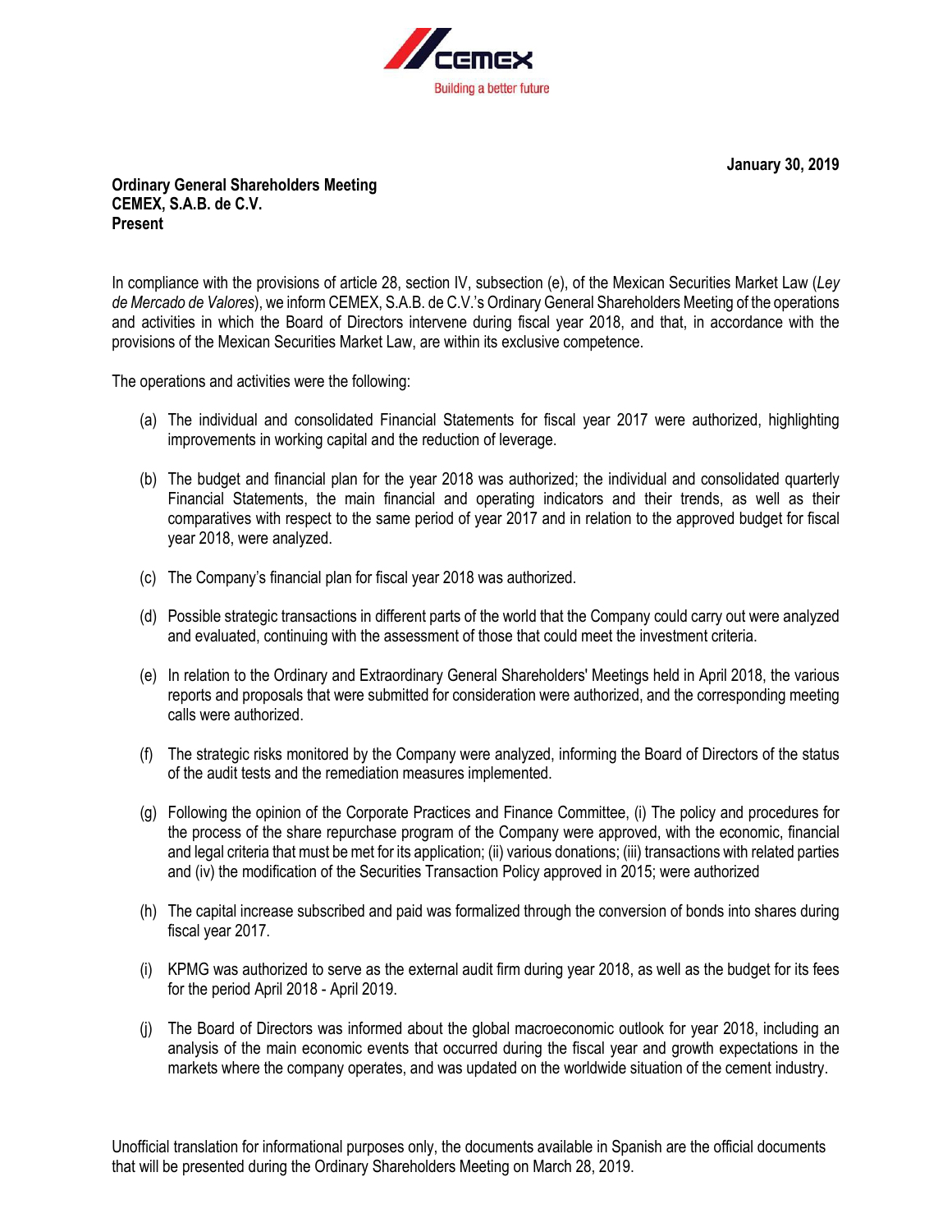**January 30, 2019**

**Ordinary General Shareholders Meeting**
**CEMEX, S.A.B. de C.V.**
**Present**

In compliance with the provisions of article 28, section IV, subsection (e), of the Mexican Securities Market Law (*Ley de Mercado de Valores*), we inform CEMEX, S.A.B. de C.V.'s Ordinary General Shareholders Meeting of the operations and activities in which the Board of Directors intervene during fiscal year 2018, and that, in accordance with the provisions of the Mexican Securities Market Law, are within its exclusive competence.

The operations and activities were the following:

(a) The individual and consolidated Financial Statements for fiscal year 2017 were authorized, highlighting improvements in working capital and the reduction of leverage.

(b) The budget and financial plan for the year 2018 was authorized; the individual and consolidated quarterly Financial Statements, the main financial and operating indicators and their trends, as well as their comparatives with respect to the same period of year 2017 and in relation to the approved budget for fiscal year 2018, were analyzed.

(c) The Company's financial plan for fiscal year 2018 was authorized.

(d) Possible strategic transactions in different parts of the world that the Company could carry out were analyzed and evaluated, continuing with the assessment of those that could meet the investment criteria.

(e) In relation to the Ordinary and Extraordinary General Shareholders' Meetings held in April 2018, the various reports and proposals that were submitted for consideration were authorized, and the corresponding meeting calls were authorized.

(f) The strategic risks monitored by the Company were analyzed, informing the Board of Directors of the status of the audit tests and the remediation measures implemented.

(g) Following the opinion of the Corporate Practices and Finance Committee, (i) The policy and procedures for the process of the share repurchase program of the Company were approved, with the economic, financial and legal criteria that must be met for its application; (ii) various donations; (iii) transactions with related parties and (iv) the modification of the Securities Transaction Policy approved in 2015; were authorized

(h) The capital increase subscribed and paid was formalized through the conversion of bonds into shares during fiscal year 2017.

(i) KPMG was authorized to serve as the external audit firm during year 2018, as well as the budget for its fees for the period April 2018 - April 2019.

(j) The Board of Directors was informed about the global macroeconomic outlook for year 2018, including an analysis of the main economic events that occurred during the fiscal year and growth expectations in the markets where the company operates, and was updated on the worldwide situation of the cement industry.

Unofficial translation for informational purposes only, the documents available in Spanish are the official documents that will be presented during the Ordinary Shareholders Meeting on March 28, 2019.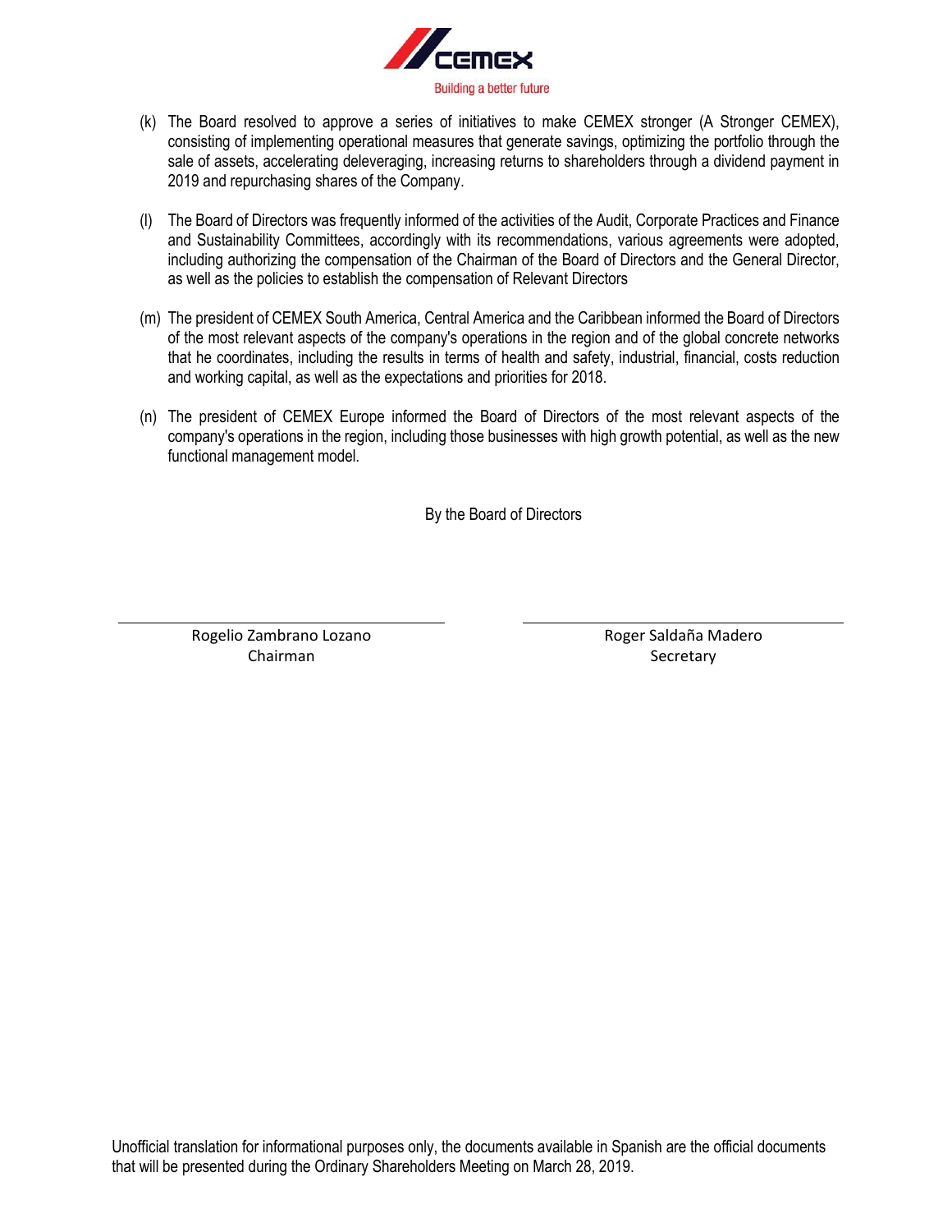(k) The Board resolved to approve a series of initiatives to make CEMEX stronger (A Stronger CEMEX), consisting of implementing operational measures that generate savings, optimizing the portfolio through the sale of assets, accelerating deleveraging, increasing returns to shareholders through a dividend payment in 2019 and repurchasing shares of the Company.

(l) The Board of Directors was frequently informed of the activities of the Audit, Corporate Practices and Finance and Sustainability Committees, accordingly with its recommendations, various agreements were adopted, including authorizing the compensation of the Chairman of the Board of Directors and the General Director, as well as the policies to establish the compensation of Relevant Directors

(m) The president of CEMEX South America, Central America and the Caribbean informed the Board of Directors of the most relevant aspects of the company's operations in the region and of the global concrete networks that he coordinates, including the results in terms of health and safety, industrial, financial, costs reduction and working capital, as well as the expectations and priorities for 2018.

(n) The president of CEMEX Europe informed the Board of Directors of the most relevant aspects of the company's operations in the region, including those businesses with high growth potential, as well as the new functional management model.

By the Board of Directors

Rogelio Zambrano Lozano
Chairman

Roger Saldaña Madero
Secretary

Unofficial translation for informational purposes only, the documents available in Spanish are the official documents that will be presented during the Ordinary Shareholders Meeting on March 28, 2019.